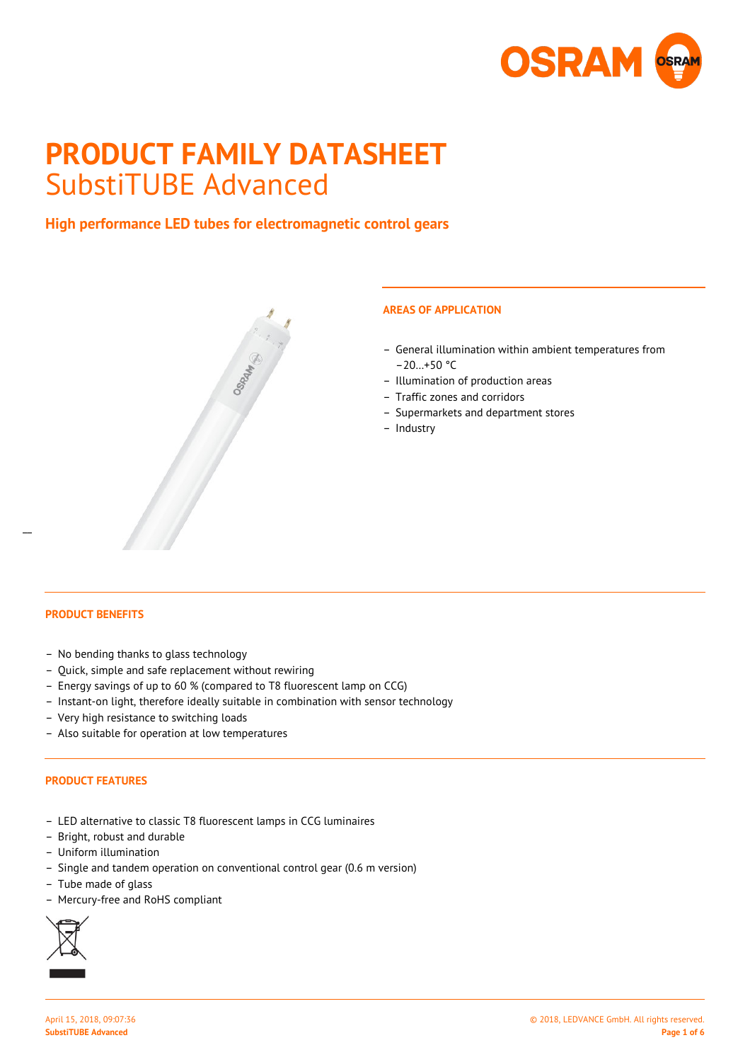# PRODUCT FAMILY DATASHEET
## SubstiTUBE Advanced

### High performance LED tubes for electromagnetic control gears

#### AREAS OF APPLICATION

- General illumination within ambient temperatures from −20…+50 °C
- Illumination of production areas
- Traffic zones and corridors
- Supermarkets and department stores
- Industry

#### PRODUCT BENEFITS

- No bending thanks to glass technology
- Quick, simple and safe replacement without rewiring
- Energy savings of up to 60 % (compared to T8 fluorescent lamp on CCG)
- Instant-on light, therefore ideally suitable in combination with sensor technology
- Very high resistance to switching loads
- Also suitable for operation at low temperatures

#### PRODUCT FEATURES

- LED alternative to classic T8 fluorescent lamps in CCG luminaires
- Bright, robust and durable
- Uniform illumination
- Single and tandem operation on conventional control gear (0.6 m version)
- Tube made of glass
- Mercury-free and RoHS compliant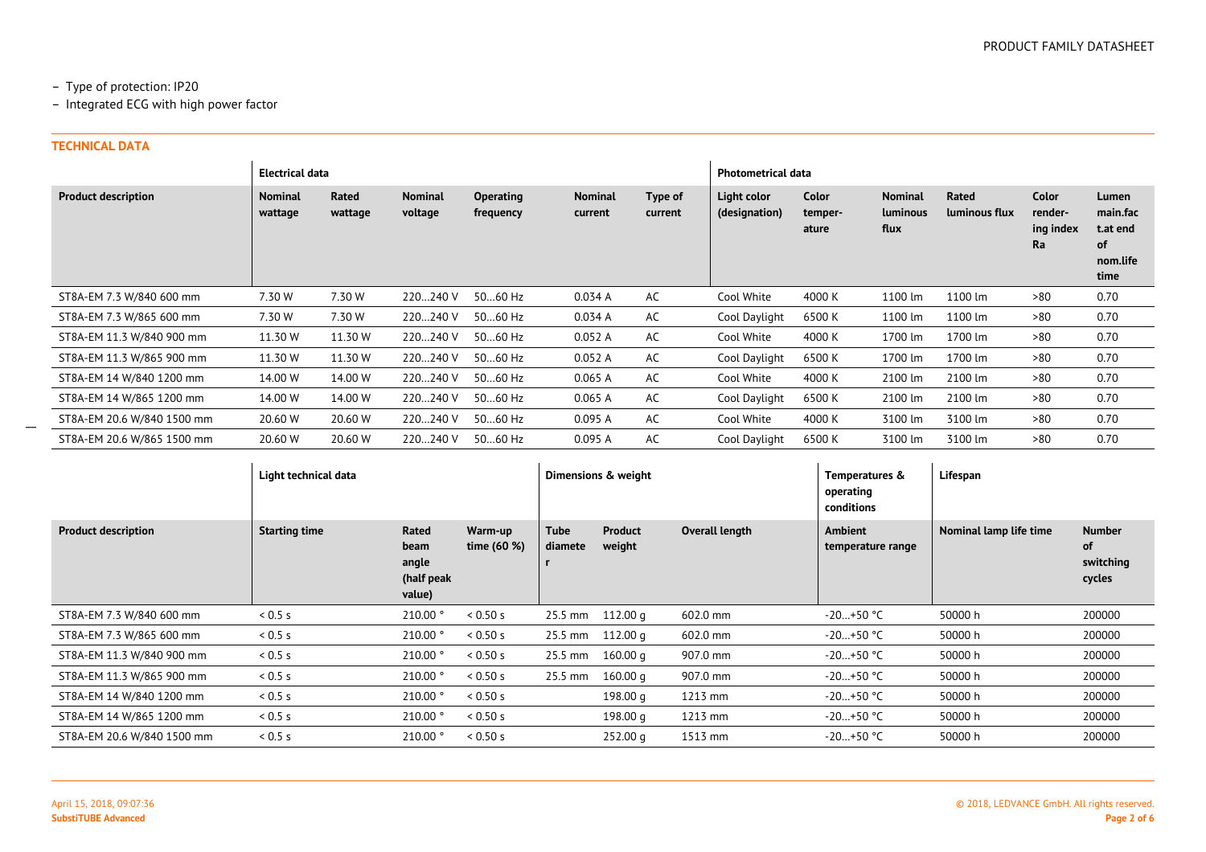- Type of protection: IP20
- Integrated ECG with high power factor

## TECHNICAL DATA

| | Electrical data | | | | | | Photometrical data | | | | | |
|---|---|---|---|---|---|---|---|---|---|---|---|---|
| **Product description** | **Nominal wattage** | **Rated wattage** | **Nominal voltage** | **Operating frequency** | **Nominal current** | **Type of current** | **Light color (designation)** | **Color temper-ature** | **Nominal luminous flux** | **Rated luminous flux** | **Color render-ing index Ra** | **Lumen main.fac t.at end of nom.life time** |
| ST8A-EM 7.3 W/840 600 mm | 7.30 W | 7.30 W | 220…240 V | 50…60 Hz | 0.034 A | AC | Cool White | 4000 K | 1100 lm | 1100 lm | >80 | 0.70 |
| ST8A-EM 7.3 W/865 600 mm | 7.30 W | 7.30 W | 220…240 V | 50…60 Hz | 0.034 A | AC | Cool Daylight | 6500 K | 1100 lm | 1100 lm | >80 | 0.70 |
| ST8A-EM 11.3 W/840 900 mm | 11.30 W | 11.30 W | 220…240 V | 50…60 Hz | 0.052 A | AC | Cool White | 4000 K | 1700 lm | 1700 lm | >80 | 0.70 |
| ST8A-EM 11.3 W/865 900 mm | 11.30 W | 11.30 W | 220…240 V | 50…60 Hz | 0.052 A | AC | Cool Daylight | 6500 K | 1700 lm | 1700 lm | >80 | 0.70 |
| ST8A-EM 14 W/840 1200 mm | 14.00 W | 14.00 W | 220…240 V | 50…60 Hz | 0.065 A | AC | Cool White | 4000 K | 2100 lm | 2100 lm | >80 | 0.70 |
| ST8A-EM 14 W/865 1200 mm | 14.00 W | 14.00 W | 220…240 V | 50…60 Hz | 0.065 A | AC | Cool Daylight | 6500 K | 2100 lm | 2100 lm | >80 | 0.70 |
| ST8A-EM 20.6 W/840 1500 mm | 20.60 W | 20.60 W | 220…240 V | 50…60 Hz | 0.095 A | AC | Cool White | 4000 K | 3100 lm | 3100 lm | >80 | 0.70 |
| ST8A-EM 20.6 W/865 1500 mm | 20.60 W | 20.60 W | 220…240 V | 50…60 Hz | 0.095 A | AC | Cool Daylight | 6500 K | 3100 lm | 3100 lm | >80 | 0.70 |

| | Light technical data | | | Dimensions & weight | | | Temperatures & operating conditions | Lifespan | |
|---|---|---|---|---|---|---|---|---|---|
| **Product description** | **Starting time** | **Rated beam angle (half peak value)** | **Warm-up time (60 %)** | **Tube diameter** | **Product weight** | **Overall length** | **Ambient temperature range** | **Nominal lamp life time** | **Number of switching cycles** |
| ST8A-EM 7.3 W/840 600 mm | < 0.5 s | 210.00 ° | < 0.50 s | 25.5 mm | 112.00 g | 602.0 mm | -20…+50 °C | 50000 h | 200000 |
| ST8A-EM 7.3 W/865 600 mm | < 0.5 s | 210.00 ° | < 0.50 s | 25.5 mm | 112.00 g | 602.0 mm | -20…+50 °C | 50000 h | 200000 |
| ST8A-EM 11.3 W/840 900 mm | < 0.5 s | 210.00 ° | < 0.50 s | 25.5 mm | 160.00 g | 907.0 mm | -20…+50 °C | 50000 h | 200000 |
| ST8A-EM 11.3 W/865 900 mm | < 0.5 s | 210.00 ° | < 0.50 s | 25.5 mm | 160.00 g | 907.0 mm | -20…+50 °C | 50000 h | 200000 |
| ST8A-EM 14 W/840 1200 mm | < 0.5 s | 210.00 ° | < 0.50 s | | 198.00 g | 1213 mm | -20…+50 °C | 50000 h | 200000 |
| ST8A-EM 14 W/865 1200 mm | < 0.5 s | 210.00 ° | < 0.50 s | | 198.00 g | 1213 mm | -20…+50 °C | 50000 h | 200000 |
| ST8A-EM 20.6 W/840 1500 mm | < 0.5 s | 210.00 ° | < 0.50 s | | 252.00 g | 1513 mm | -20…+50 °C | 50000 h | 200000 |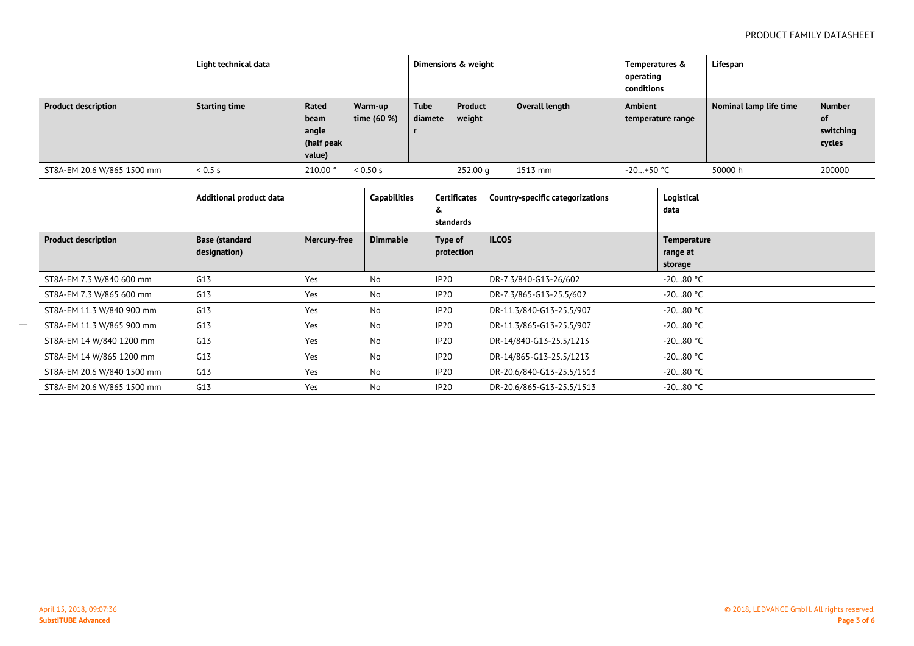| | Light technical data | | | Dimensions & weight | | | Temperatures & operating conditions | Lifespan | |
|---|---|---|---|---|---|---|---|---|---|
| **Product description** | **Starting time** | **Rated beam angle (half peak value)** | **Warm-up time (60 %)** | **Tube diameter** | **Product weight** | **Overall length** | **Ambient temperature range** | **Nominal lamp life time** | **Number of switching cycles** |
| ST8A-EM 20.6 W/865 1500 mm | < 0.5 s | 210.00 ° | < 0.50 s | | 252.00 g | 1513 mm | -20…+50 °C | 50000 h | 200000 |

| | Additional product data | | Capabilities | Certificates & standards | Country-specific categorizations | Logistical data |
|---|---|---|---|---|---|---|
| **Product description** | **Base (standard designation)** | **Mercury-free** | **Dimmable** | **Type of protection** | **ILCOS** | **Temperature range at storage** |
| ST8A-EM 7.3 W/840 600 mm | G13 | Yes | No | IP20 | DR-7.3/840-G13-26/602 | -20…80 °C |
| ST8A-EM 7.3 W/865 600 mm | G13 | Yes | No | IP20 | DR-7.3/865-G13-25.5/602 | -20…80 °C |
| ST8A-EM 11.3 W/840 900 mm | G13 | Yes | No | IP20 | DR-11.3/840-G13-25.5/907 | -20…80 °C |
| ST8A-EM 11.3 W/865 900 mm | G13 | Yes | No | IP20 | DR-11.3/865-G13-25.5/907 | -20…80 °C |
| ST8A-EM 14 W/840 1200 mm | G13 | Yes | No | IP20 | DR-14/840-G13-25.5/1213 | -20…80 °C |
| ST8A-EM 14 W/865 1200 mm | G13 | Yes | No | IP20 | DR-14/865-G13-25.5/1213 | -20…80 °C |
| ST8A-EM 20.6 W/840 1500 mm | G13 | Yes | No | IP20 | DR-20.6/840-G13-25.5/1513 | -20…80 °C |
| ST8A-EM 20.6 W/865 1500 mm | G13 | Yes | No | IP20 | DR-20.6/865-G13-25.5/1513 | -20…80 °C |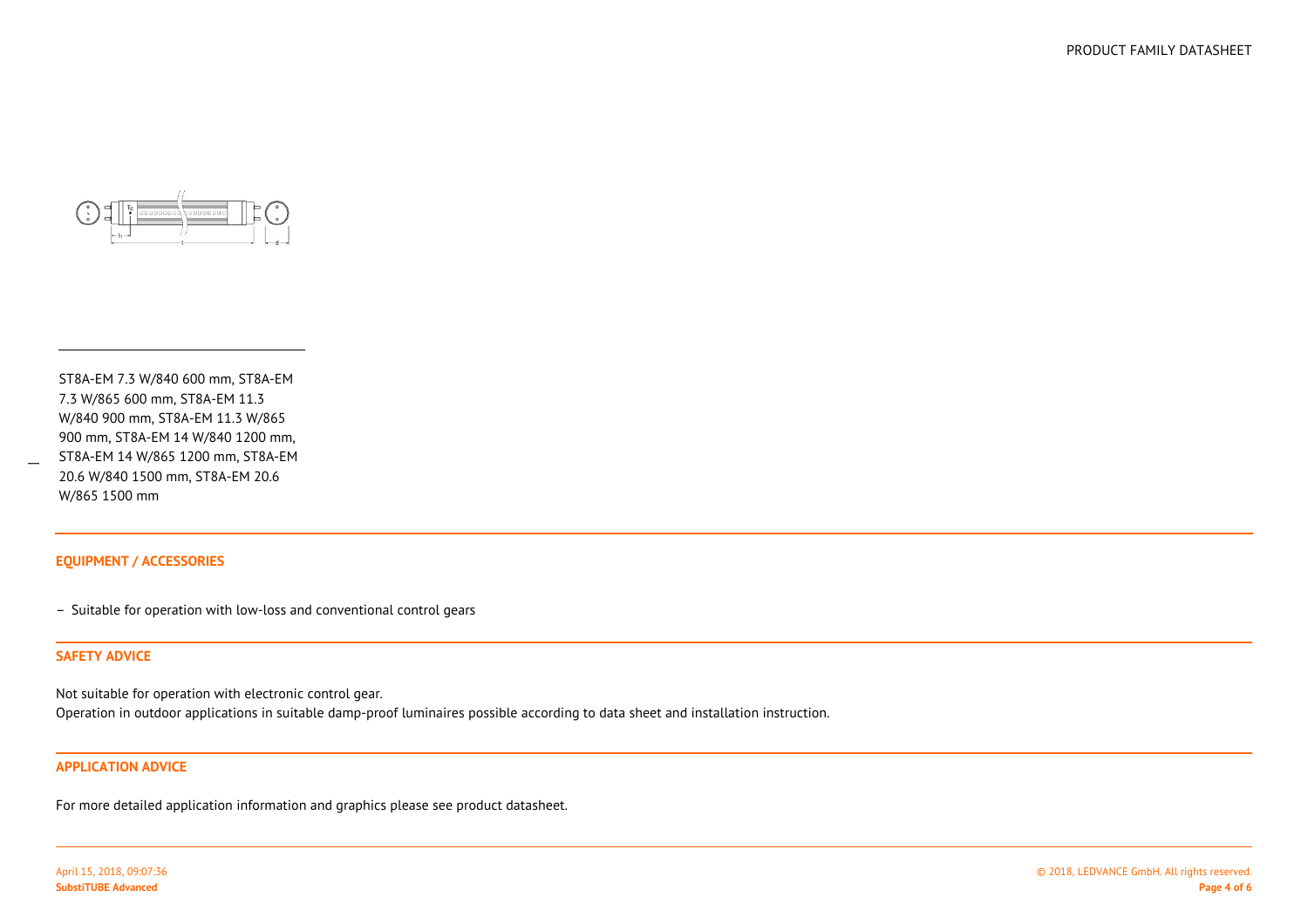ST8A-EM 7.3 W/840 600 mm, ST8A-EM 7.3 W/865 600 mm, ST8A-EM 11.3 W/840 900 mm, ST8A-EM 11.3 W/865 900 mm, ST8A-EM 14 W/840 1200 mm, ST8A-EM 14 W/865 1200 mm, ST8A-EM 20.6 W/840 1500 mm, ST8A-EM 20.6 W/865 1500 mm

## EQUIPMENT / ACCESSORIES

- Suitable for operation with low-loss and conventional control gears

## SAFETY ADVICE

Not suitable for operation with electronic control gear.
Operation in outdoor applications in suitable damp-proof luminaires possible according to data sheet and installation instruction.

## APPLICATION ADVICE

For more detailed application information and graphics please see product datasheet.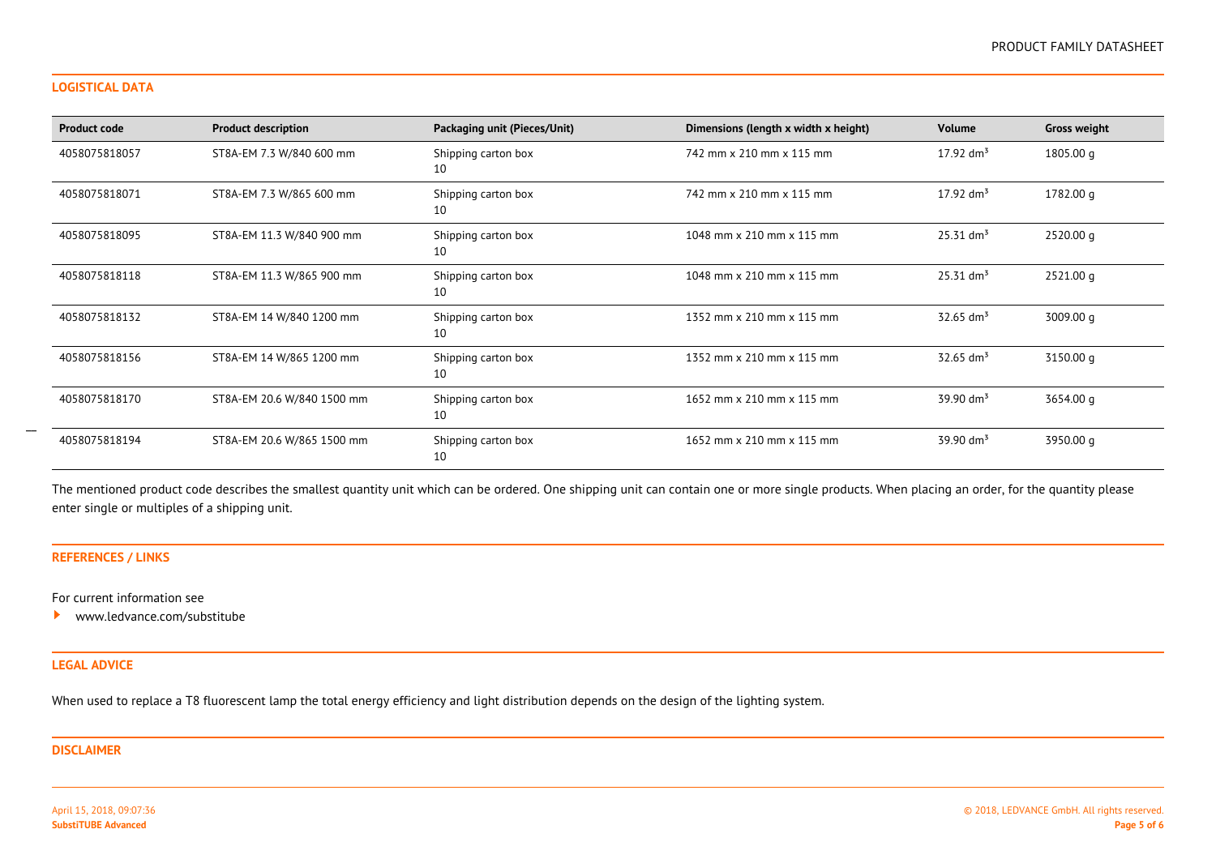## LOGISTICAL DATA

| Product code | Product description | Packaging unit (Pieces/Unit) | Dimensions (length x width x height) | Volume | Gross weight |
|---|---|---|---|---|---|
| 4058075818057 | ST8A-EM 7.3 W/840 600 mm | Shipping carton box 10 | 742 mm x 210 mm x 115 mm | 17.92 $dm^3$ | 1805.00 g |
| 4058075818071 | ST8A-EM 7.3 W/865 600 mm | Shipping carton box 10 | 742 mm x 210 mm x 115 mm | 17.92 $dm^3$ | 1782.00 g |
| 4058075818095 | ST8A-EM 11.3 W/840 900 mm | Shipping carton box 10 | 1048 mm x 210 mm x 115 mm | 25.31 $dm^3$ | 2520.00 g |
| 4058075818118 | ST8A-EM 11.3 W/865 900 mm | Shipping carton box 10 | 1048 mm x 210 mm x 115 mm | 25.31 $dm^3$ | 2521.00 g |
| 4058075818132 | ST8A-EM 14 W/840 1200 mm | Shipping carton box 10 | 1352 mm x 210 mm x 115 mm | 32.65 $dm^3$ | 3009.00 g |
| 4058075818156 | ST8A-EM 14 W/865 1200 mm | Shipping carton box 10 | 1352 mm x 210 mm x 115 mm | 32.65 $dm^3$ | 3150.00 g |
| 4058075818170 | ST8A-EM 20.6 W/840 1500 mm | Shipping carton box 10 | 1652 mm x 210 mm x 115 mm | 39.90 $dm^3$ | 3654.00 g |
| 4058075818194 | ST8A-EM 20.6 W/865 1500 mm | Shipping carton box 10 | 1652 mm x 210 mm x 115 mm | 39.90 $dm^3$ | 3950.00 g |

The mentioned product code describes the smallest quantity unit which can be ordered. One shipping unit can contain one or more single products. When placing an order, for the quantity please enter single or multiples of a shipping unit.

## REFERENCES / LINKS

For current information see

- www.ledvance.com/substitube

## LEGAL ADVICE

When used to replace a T8 fluorescent lamp the total energy efficiency and light distribution depends on the design of the lighting system.

## DISCLAIMER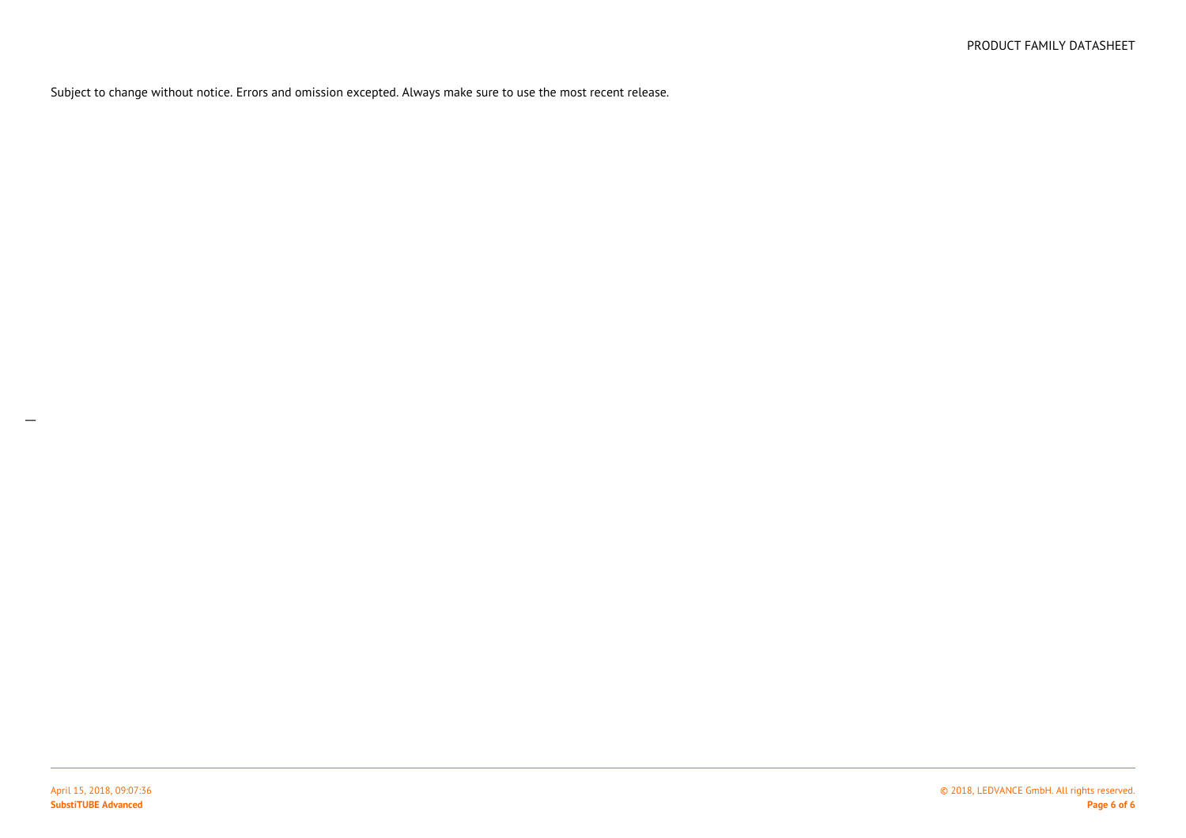Subject to change without notice. Errors and omission excepted. Always make sure to use the most recent release.